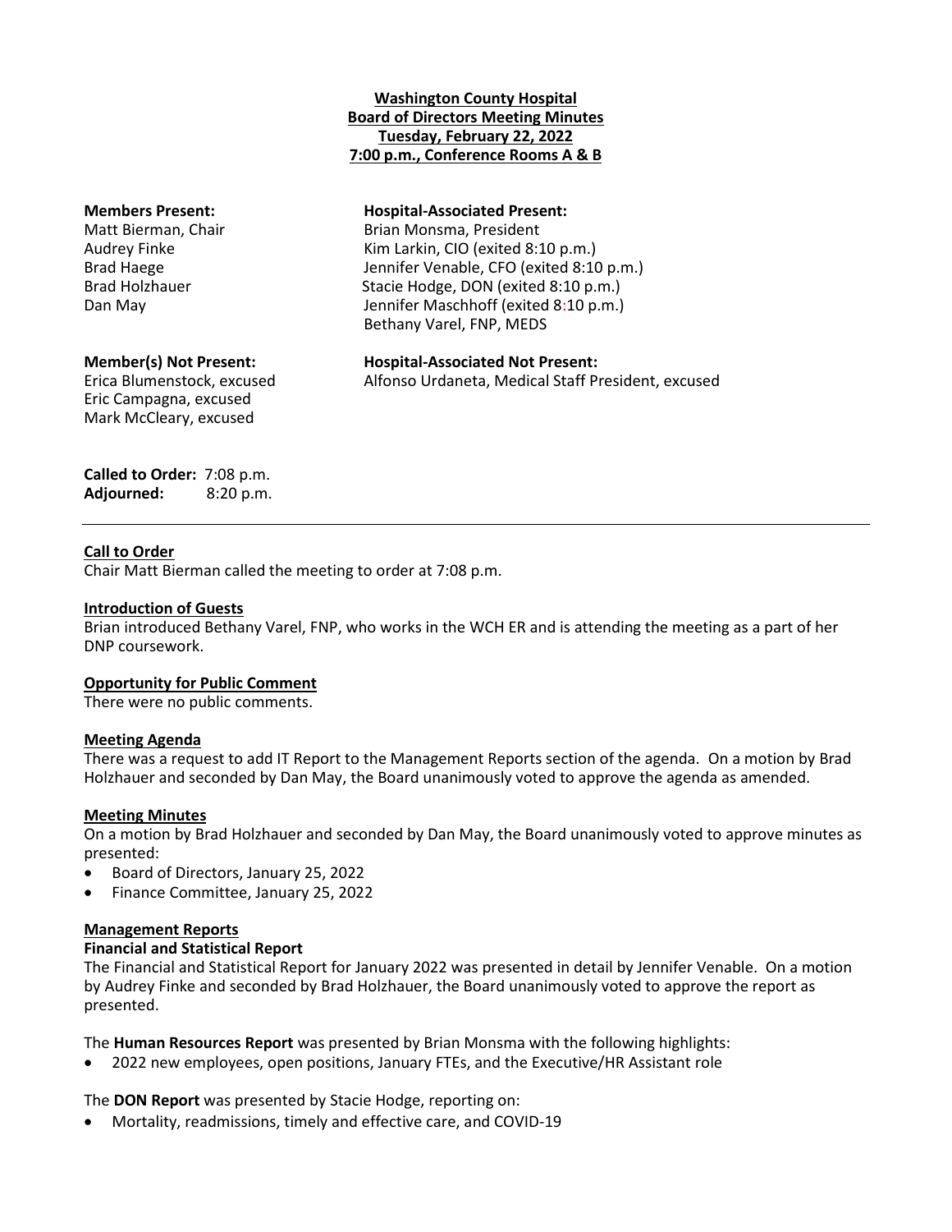**Washington County Hospital**
**Board of Directors Meeting Minutes**
**Tuesday, February 22, 2022**
**7:00 p.m., Conference Rooms A & B**

**Members Present:**
Matt Bierman, Chair
Audrey Finke
Brad Haege
Brad Holzhauer
Dan May

**Hospital-Associated Present:**
Brian Monsma, President
Kim Larkin, CIO (exited 8:10 p.m.)
Jennifer Venable, CFO (exited 8:10 p.m.)
Stacie Hodge, DON (exited 8:10 p.m.)
Jennifer Maschhoff (exited 8:10 p.m.)
Bethany Varel, FNP, MEDS

**Member(s) Not Present:**
Erica Blumenstock, excused
Eric Campagna, excused
Mark McCleary, excused

**Hospital-Associated Not Present:**
Alfonso Urdaneta, Medical Staff President, excused

**Called to Order:** 7:08 p.m.
**Adjourned:** 8:20 p.m.

---

## Call to Order

Chair Matt Bierman called the meeting to order at 7:08 p.m.

## Introduction of Guests

Brian introduced Bethany Varel, FNP, who works in the WCH ER and is attending the meeting as a part of her DNP coursework.

## Opportunity for Public Comment

There were no public comments.

## Meeting Agenda

There was a request to add IT Report to the Management Reports section of the agenda. On a motion by Brad Holzhauer and seconded by Dan May, the Board unanimously voted to approve the agenda as amended.

## Meeting Minutes

On a motion by Brad Holzhauer and seconded by Dan May, the Board unanimously voted to approve minutes as presented:

- Board of Directors, January 25, 2022
- Finance Committee, January 25, 2022

## Management Reports

### Financial and Statistical Report

The Financial and Statistical Report for January 2022 was presented in detail by Jennifer Venable. On a motion by Audrey Finke and seconded by Brad Holzhauer, the Board unanimously voted to approve the report as presented.

The **Human Resources Report** was presented by Brian Monsma with the following highlights:

- 2022 new employees, open positions, January FTEs, and the Executive/HR Assistant role

The **DON Report** was presented by Stacie Hodge, reporting on:

- Mortality, readmissions, timely and effective care, and COVID-19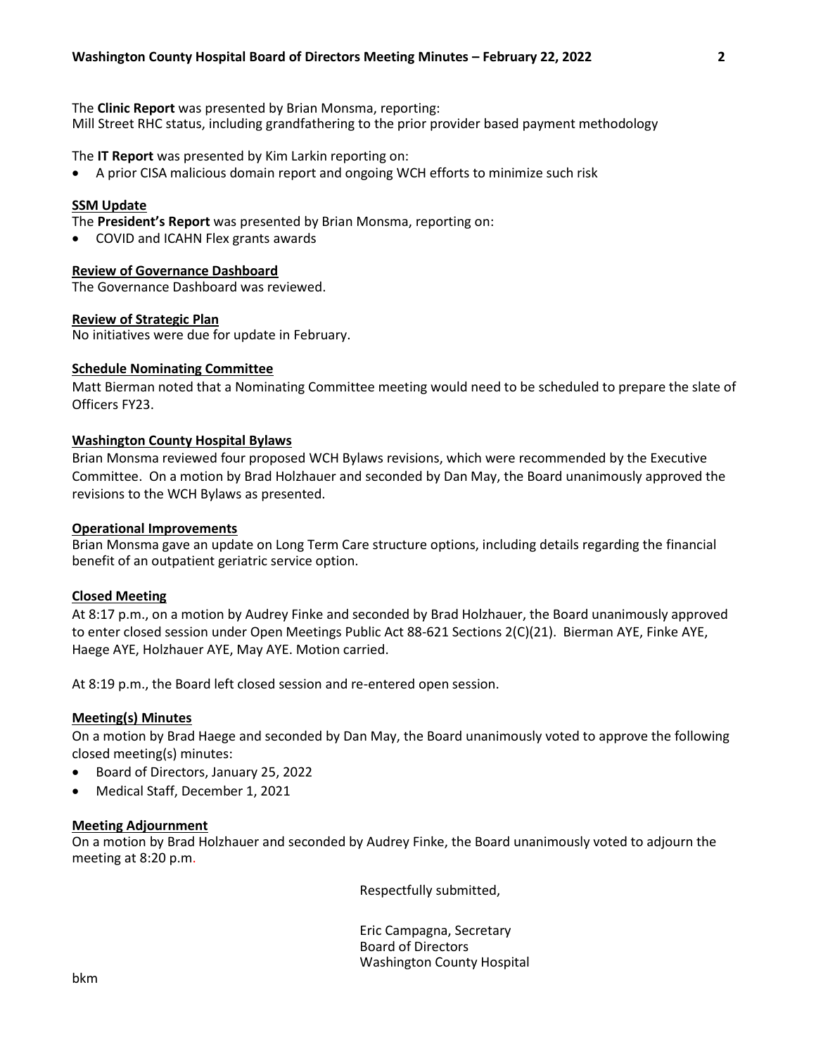The **Clinic Report** was presented by Brian Monsma, reporting:
Mill Street RHC status, including grandfathering to the prior provider based payment methodology

The **IT Report** was presented by Kim Larkin reporting on:

- A prior CISA malicious domain report and ongoing WCH efforts to minimize such risk

**SSM Update**

The **President's Report** was presented by Brian Monsma, reporting on:

- COVID and ICAHN Flex grants awards

**Review of Governance Dashboard**

The Governance Dashboard was reviewed.

**Review of Strategic Plan**

No initiatives were due for update in February.

**Schedule Nominating Committee**

Matt Bierman noted that a Nominating Committee meeting would need to be scheduled to prepare the slate of Officers FY23.

**Washington County Hospital Bylaws**

Brian Monsma reviewed four proposed WCH Bylaws revisions, which were recommended by the Executive Committee. On a motion by Brad Holzhauer and seconded by Dan May, the Board unanimously approved the revisions to the WCH Bylaws as presented.

**Operational Improvements**

Brian Monsma gave an update on Long Term Care structure options, including details regarding the financial benefit of an outpatient geriatric service option.

**Closed Meeting**

At 8:17 p.m., on a motion by Audrey Finke and seconded by Brad Holzhauer, the Board unanimously approved to enter closed session under Open Meetings Public Act 88-621 Sections 2(C)(21). Bierman AYE, Finke AYE, Haege AYE, Holzhauer AYE, May AYE. Motion carried.

At 8:19 p.m., the Board left closed session and re-entered open session.

**Meeting(s) Minutes**

On a motion by Brad Haege and seconded by Dan May, the Board unanimously voted to approve the following closed meeting(s) minutes:

- Board of Directors, January 25, 2022
- Medical Staff, December 1, 2021

**Meeting Adjournment**

On a motion by Brad Holzhauer and seconded by Audrey Finke, the Board unanimously voted to adjourn the meeting at 8:20 p.m.

Respectfully submitted,

Eric Campagna, Secretary
Board of Directors
Washington County Hospital

bkm